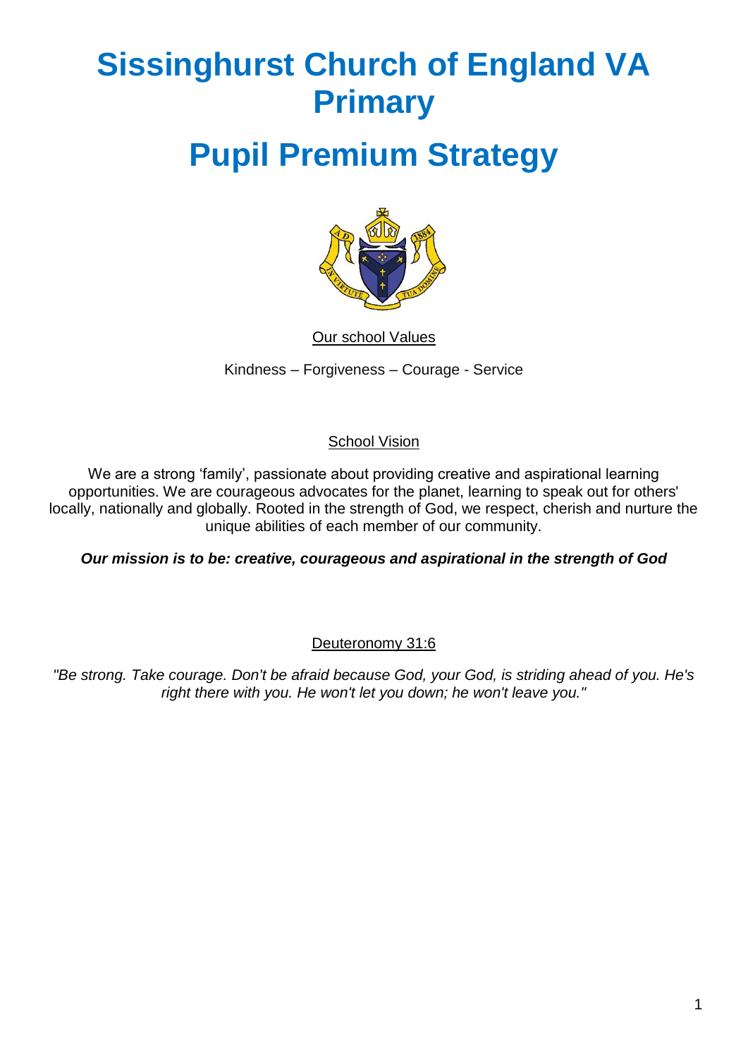# Sissinghurst Church of England VA Primary

# Pupil Premium Strategy

Our school Values

Kindness – Forgiveness – Courage - Service

School Vision

We are a strong 'family', passionate about providing creative and aspirational learning opportunities. We are courageous advocates for the planet, learning to speak out for others' locally, nationally and globally. Rooted in the strength of God, we respect, cherish and nurture the unique abilities of each member of our community.

***Our mission is to be: creative, courageous and aspirational in the strength of God***

Deuteronomy 31:6

*"Be strong. Take courage. Don't be afraid because God, your God, is striding ahead of you. He's right there with you. He won't let you down; he won't leave you."*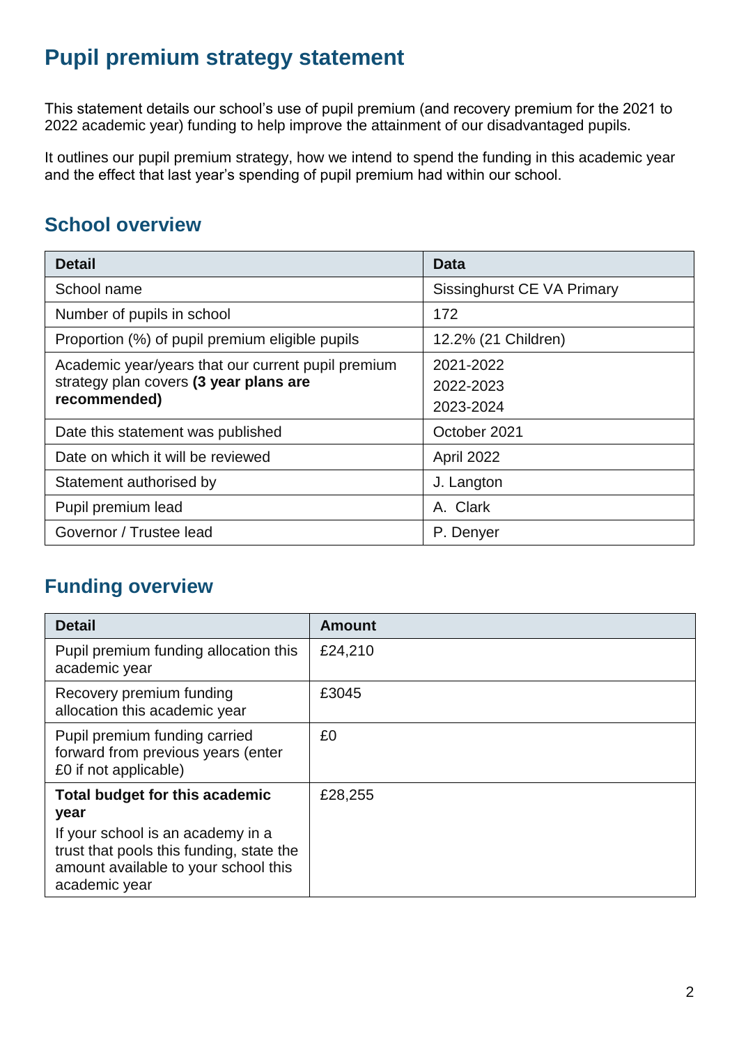# Pupil premium strategy statement

This statement details our school's use of pupil premium (and recovery premium for the 2021 to 2022 academic year) funding to help improve the attainment of our disadvantaged pupils.

It outlines our pupil premium strategy, how we intend to spend the funding in this academic year and the effect that last year's spending of pupil premium had within our school.

## School overview

| Detail | Data |
| --- | --- |
| School name | Sissinghurst CE VA Primary |
| Number of pupils in school | 172 |
| Proportion (%) of pupil premium eligible pupils | 12.2% (21 Children) |
| Academic year/years that our current pupil premium strategy plan covers **(3 year plans are recommended)** | 2021-2022<br>2022-2023<br>2023-2024 |
| Date this statement was published | October 2021 |
| Date on which it will be reviewed | April 2022 |
| Statement authorised by | J. Langton |
| Pupil premium lead | A. Clark |
| Governor / Trustee lead | P. Denyer |

## Funding overview

| Detail | Amount |
| --- | --- |
| Pupil premium funding allocation this academic year | £24,210 |
| Recovery premium funding allocation this academic year | £3045 |
| Pupil premium funding carried forward from previous years (enter £0 if not applicable) | £0 |
| **Total budget for this academic year**<br>If your school is an academy in a trust that pools this funding, state the amount available to your school this academic year | £28,255 |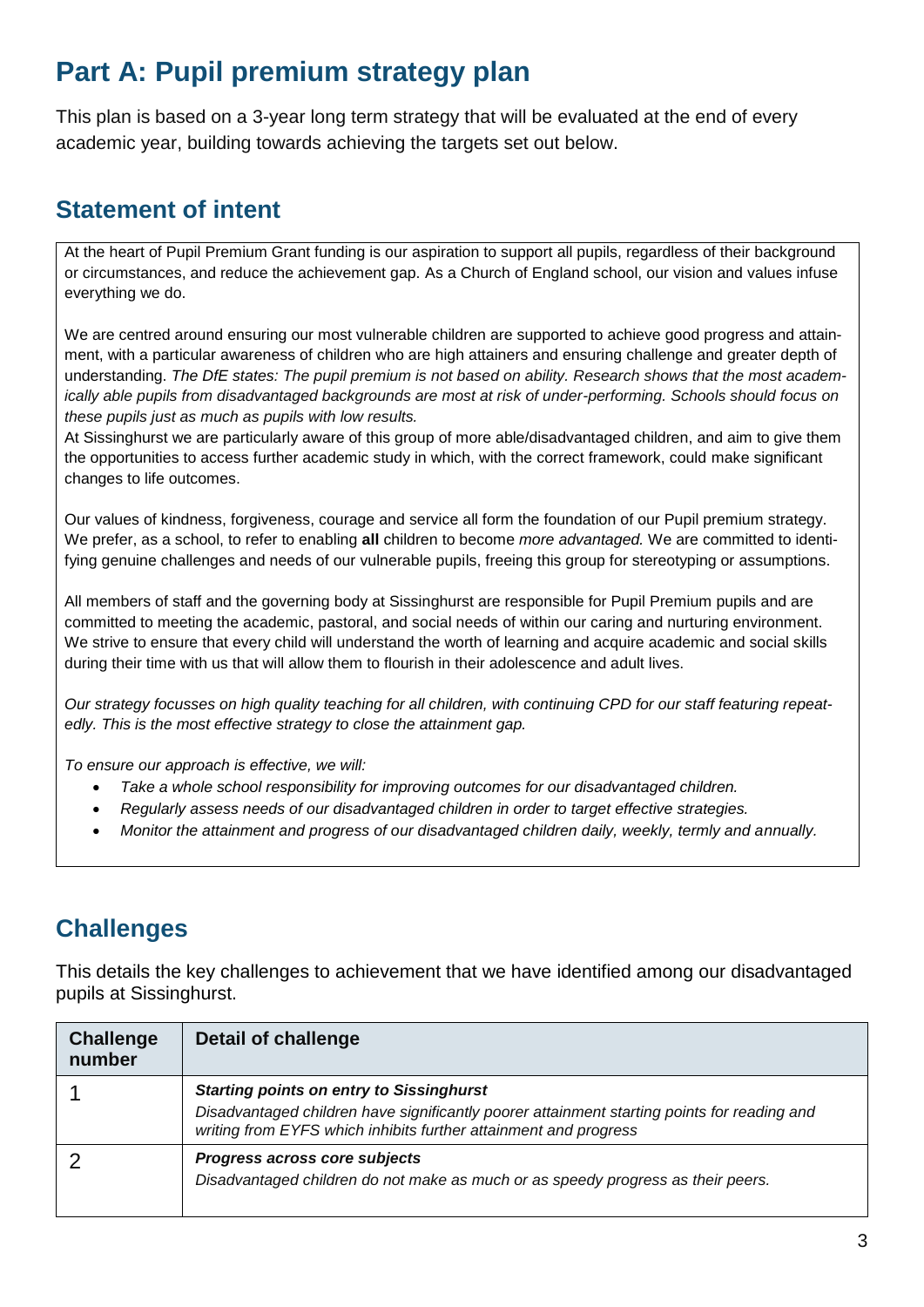# Part A: Pupil premium strategy plan

This plan is based on a 3-year long term strategy that will be evaluated at the end of every academic year, building towards achieving the targets set out below.

## Statement of intent

At the heart of Pupil Premium Grant funding is our aspiration to support all pupils, regardless of their background or circumstances, and reduce the achievement gap. As a Church of England school, our vision and values infuse everything we do.

We are centred around ensuring our most vulnerable children are supported to achieve good progress and attainment, with a particular awareness of children who are high attainers and ensuring challenge and greater depth of understanding. *The DfE states: The pupil premium is not based on ability. Research shows that the most academically able pupils from disadvantaged backgrounds are most at risk of under-performing. Schools should focus on these pupils just as much as pupils with low results.*

At Sissinghurst we are particularly aware of this group of more able/disadvantaged children, and aim to give them the opportunities to access further academic study in which, with the correct framework, could make significant changes to life outcomes.

Our values of kindness, forgiveness, courage and service all form the foundation of our Pupil premium strategy. We prefer, as a school, to refer to enabling **all** children to become *more advantaged.* We are committed to identifying genuine challenges and needs of our vulnerable pupils, freeing this group for stereotyping or assumptions.

All members of staff and the governing body at Sissinghurst are responsible for Pupil Premium pupils and are committed to meeting the academic, pastoral, and social needs of within our caring and nurturing environment. We strive to ensure that every child will understand the worth of learning and acquire academic and social skills during their time with us that will allow them to flourish in their adolescence and adult lives.

*Our strategy focusses on high quality teaching for all children, with continuing CPD for our staff featuring repeatedly. This is the most effective strategy to close the attainment gap.*

*To ensure our approach is effective, we will:*

- *Take a whole school responsibility for improving outcomes for our disadvantaged children.*
- *Regularly assess needs of our disadvantaged children in order to target effective strategies.*
- *Monitor the attainment and progress of our disadvantaged children daily, weekly, termly and annually.*

## Challenges

This details the key challenges to achievement that we have identified among our disadvantaged pupils at Sissinghurst.

| Challenge number | Detail of challenge |
|---|---|
| 1 | ***Starting points on entry to Sissinghurst*** <br> *Disadvantaged children have significantly poorer attainment starting points for reading and writing from EYFS which inhibits further attainment and progress* |
| 2 | ***Progress across core subjects*** <br> *Disadvantaged children do not make as much or as speedy progress as their peers.* |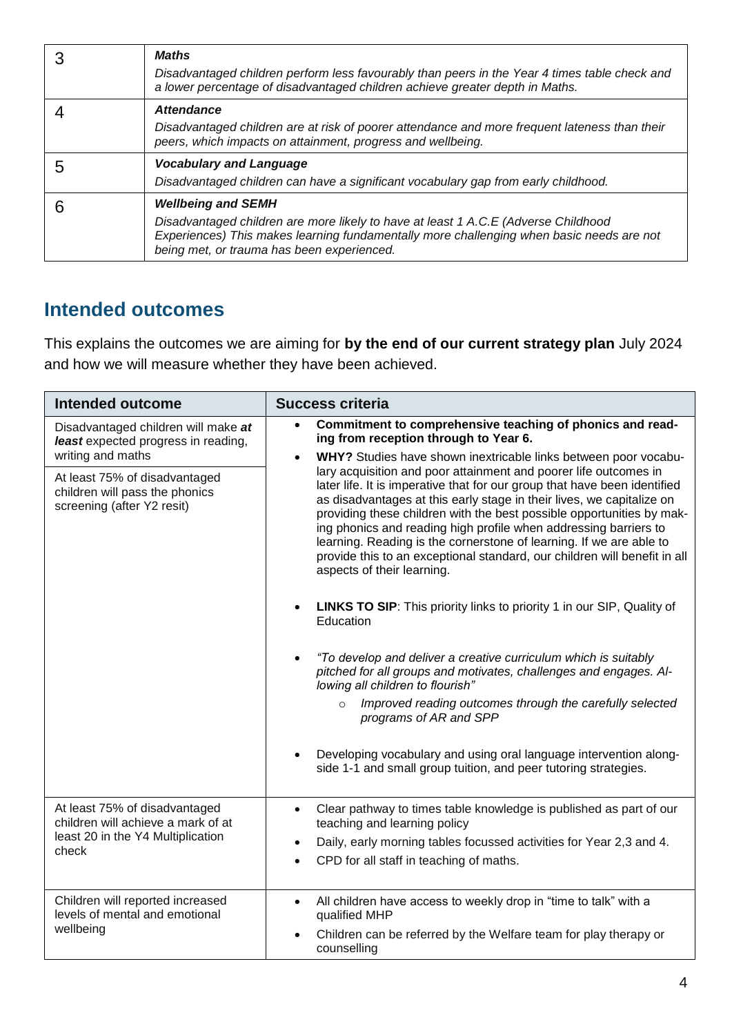| 3 | ***Maths***<br>*Disadvantaged children perform less favourably than peers in the Year 4 times table check and a lower percentage of disadvantaged children achieve greater depth in Maths.* |
|---|---|
| 4 | ***Attendance***<br>*Disadvantaged children are at risk of poorer attendance and more frequent lateness than their peers, which impacts on attainment, progress and wellbeing.* |
| 5 | ***Vocabulary and Language***<br>*Disadvantaged children can have a significant vocabulary gap from early childhood.* |
| 6 | ***Wellbeing and SEMH***<br>*Disadvantaged children are more likely to have at least 1 A.C.E (Adverse Childhood Experiences) This makes learning fundamentally more challenging when basic needs are not being met, or trauma has been experienced.* |

## Intended outcomes

This explains the outcomes we are aiming for **by the end of our current strategy plan** July 2024 and how we will measure whether they have been achieved.

| Intended outcome | Success criteria |
|---|---|
| Disadvantaged children will make ***at least*** expected progress in reading, writing and maths<br><br>At least 75% of disadvantaged children will pass the phonics screening (after Y2 resit) | • **Commitment to comprehensive teaching of phonics and reading from reception through to Year 6.**<br>• **WHY?** Studies have shown inextricable links between poor vocabulary acquisition and poor attainment and poorer life outcomes in later life. It is imperative that for our group that have been identified as disadvantages at this early stage in their lives, we capitalize on providing these children with the best possible opportunities by making phonics and reading high profile when addressing barriers to learning. Reading is the cornerstone of learning. If we are able to provide this to an exceptional standard, our children will benefit in all aspects of their learning.<br><br>• **LINKS TO SIP**: This priority links to priority 1 in our SIP, Quality of Education<br><br>• *"To develop and deliver a creative curriculum which is suitably pitched for all groups and motivates, challenges and engages. Allowing all children to flourish"*<br>  ○ *Improved reading outcomes through the carefully selected programs of AR and SPP*<br><br>• Developing vocabulary and using oral language intervention alongside 1-1 and small group tuition, and peer tutoring strategies. |
| At least 75% of disadvantaged children will achieve a mark of at least 20 in the Y4 Multiplication check | • Clear pathway to times table knowledge is published as part of our teaching and learning policy<br>• Daily, early morning tables focussed activities for Year 2,3 and 4.<br>• CPD for all staff in teaching of maths. |
| Children will reported increased levels of mental and emotional wellbeing | • All children have access to weekly drop in "time to talk" with a qualified MHP<br>• Children can be referred by the Welfare team for play therapy or counselling |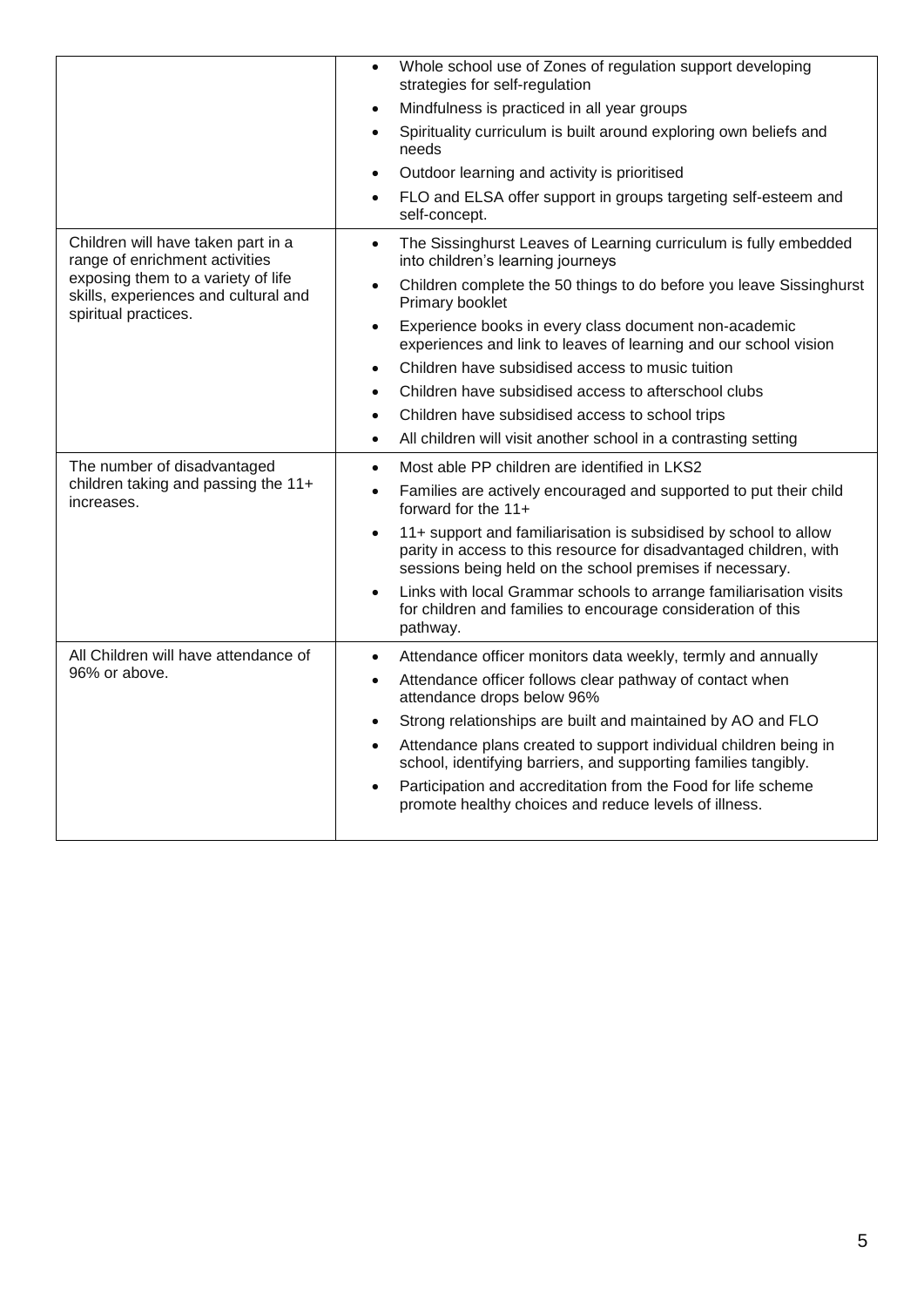| | |
|---|---|
| | • Whole school use of Zones of regulation support developing strategies for self-regulation<br>• Mindfulness is practiced in all year groups<br>• Spirituality curriculum is built around exploring own beliefs and needs<br>• Outdoor learning and activity is prioritised<br>• FLO and ELSA offer support in groups targeting self-esteem and self-concept. |
| Children will have taken part in a range of enrichment activities exposing them to a variety of life skills, experiences and cultural and spiritual practices. | • The Sissinghurst Leaves of Learning curriculum is fully embedded into children's learning journeys<br>• Children complete the 50 things to do before you leave Sissinghurst Primary booklet<br>• Experience books in every class document non-academic experiences and link to leaves of learning and our school vision<br>• Children have subsidised access to music tuition<br>• Children have subsidised access to afterschool clubs<br>• Children have subsidised access to school trips<br>• All children will visit another school in a contrasting setting |
| The number of disadvantaged children taking and passing the 11+ increases. | • Most able PP children are identified in LKS2<br>• Families are actively encouraged and supported to put their child forward for the 11+<br>• 11+ support and familiarisation is subsidised by school to allow parity in access to this resource for disadvantaged children, with sessions being held on the school premises if necessary.<br>• Links with local Grammar schools to arrange familiarisation visits for children and families to encourage consideration of this pathway. |
| All Children will have attendance of 96% or above. | • Attendance officer monitors data weekly, termly and annually<br>• Attendance officer follows clear pathway of contact when attendance drops below 96%<br>• Strong relationships are built and maintained by AO and FLO<br>• Attendance plans created to support individual children being in school, identifying barriers, and supporting families tangibly.<br>• Participation and accreditation from the Food for life scheme promote healthy choices and reduce levels of illness. |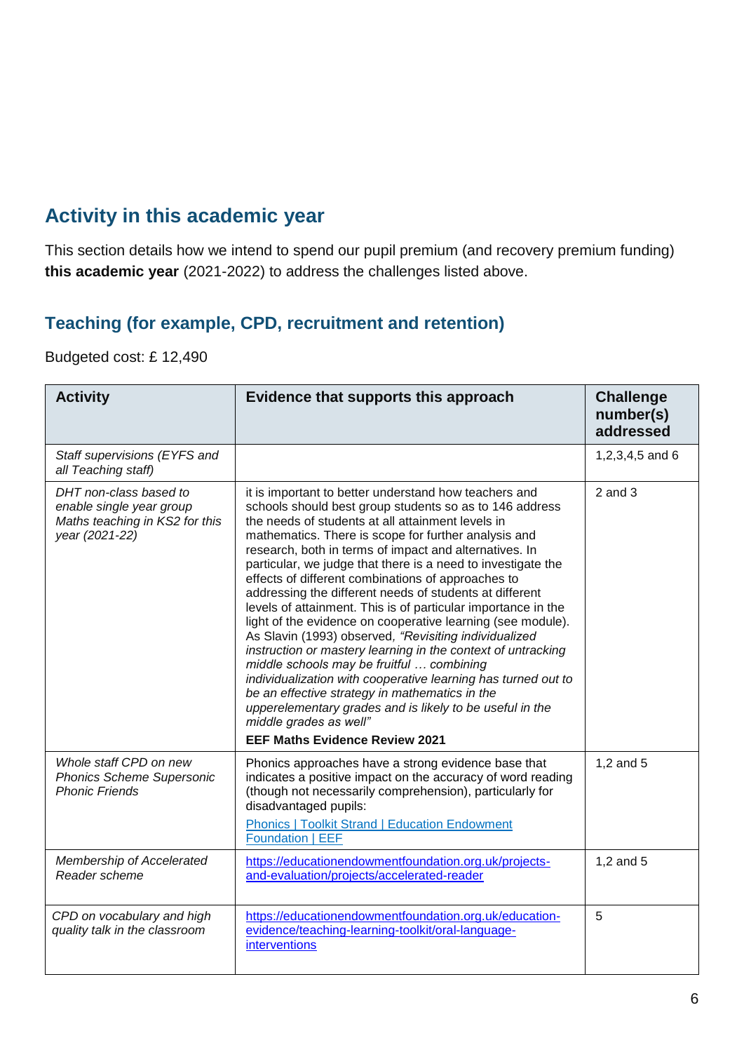## Activity in this academic year

This section details how we intend to spend our pupil premium (and recovery premium funding) **this academic year** (2021-2022) to address the challenges listed above.

### Teaching (for example, CPD, recruitment and retention)

Budgeted cost: £ 12,490

| Activity | Evidence that supports this approach | Challenge number(s) addressed |
|---|---|---|
| *Staff supervisions (EYFS and all Teaching staff)* | | 1,2,3,4,5 and 6 |
| *DHT non-class based to enable single year group Maths teaching in KS2 for this year (2021-22)* | it is important to better understand how teachers and schools should best group students so as to 146 address the needs of students at all attainment levels in mathematics. There is scope for further analysis and research, both in terms of impact and alternatives. In particular, we judge that there is a need to investigate the effects of different combinations of approaches to addressing the different needs of students at different levels of attainment. This is of particular importance in the light of the evidence on cooperative learning (see module). As Slavin (1993) observed, *"Revisiting individualized instruction or mastery learning in the context of untracking middle schools may be fruitful … combining individualization with cooperative learning has turned out to be an effective strategy in mathematics in the upperelementary grades and is likely to be useful in the middle grades as well"* **EEF Maths Evidence Review 2021** | 2 and 3 |
| *Whole staff CPD on new Phonics Scheme Supersonic Phonic Friends* | Phonics approaches have a strong evidence base that indicates a positive impact on the accuracy of word reading (though not necessarily comprehension), particularly for disadvantaged pupils: Phonics \| Toolkit Strand \| Education Endowment Foundation \| EEF | 1,2 and 5 |
| *Membership of Accelerated Reader scheme* | https://educationendowmentfoundation.org.uk/projects-and-evaluation/projects/accelerated-reader | 1,2 and 5 |
| *CPD on vocabulary and high quality talk in the classroom* | https://educationendowmentfoundation.org.uk/education-evidence/teaching-learning-toolkit/oral-language-interventions | 5 |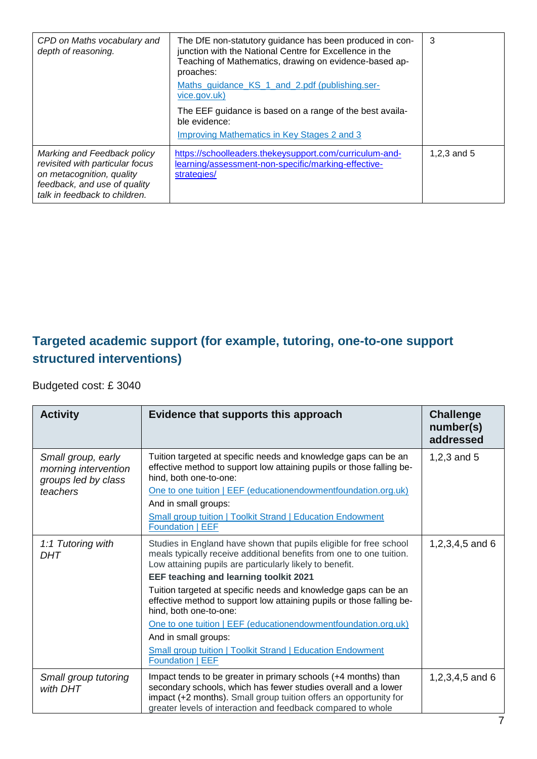| | | |
|---|---|---|
| *CPD on Maths vocabulary and depth of reasoning.* | The DfE non-statutory guidance has been produced in conjunction with the National Centre for Excellence in the Teaching of Mathematics, drawing on evidence-based approaches: [Maths_guidance_KS_1_and_2.pdf (publishing.service.gov.uk)]<br>The EEF guidance is based on a range of the best available evidence: [Improving Mathematics in Key Stages 2 and 3] | 3 |
| *Marking and Feedback policy revisited with particular focus on metacognition, quality feedback, and use of quality talk in feedback to children.* | https://schoolleaders.thekeysupport.com/curriculum-and-learning/assessment-non-specific/marking-effective-strategies/ | 1,2,3 and 5 |

## Targeted academic support (for example, tutoring, one-to-one support structured interventions)

Budgeted cost: £ 3040

| Activity | Evidence that supports this approach | Challenge number(s) addressed |
|---|---|---|
| *Small group, early morning intervention groups led by class teachers* | Tuition targeted at specific needs and knowledge gaps can be an effective method to support low attaining pupils or those falling behind, both one-to-one: [One to one tuition \| EEF (educationendowmentfoundation.org.uk)]<br>And in small groups: [Small group tuition \| Toolkit Strand \| Education Endowment Foundation \| EEF] | 1,2,3 and 5 |
| *1:1 Tutoring with DHT* | Studies in England have shown that pupils eligible for free school meals typically receive additional benefits from one to one tuition. Low attaining pupils are particularly likely to benefit.<br>**EEF teaching and learning toolkit 2021**<br>Tuition targeted at specific needs and knowledge gaps can be an effective method to support low attaining pupils or those falling behind, both one-to-one: [One to one tuition \| EEF (educationendowmentfoundation.org.uk)]<br>And in small groups: [Small group tuition \| Toolkit Strand \| Education Endowment Foundation \| EEF] | 1,2,3,4,5 and 6 |
| *Small group tutoring with DHT* | Impact tends to be greater in primary schools (+4 months) than secondary schools, which has fewer studies overall and a lower impact (+2 months). Small group tuition offers an opportunity for greater levels of interaction and feedback compared to whole | 1,2,3,4,5 and 6 |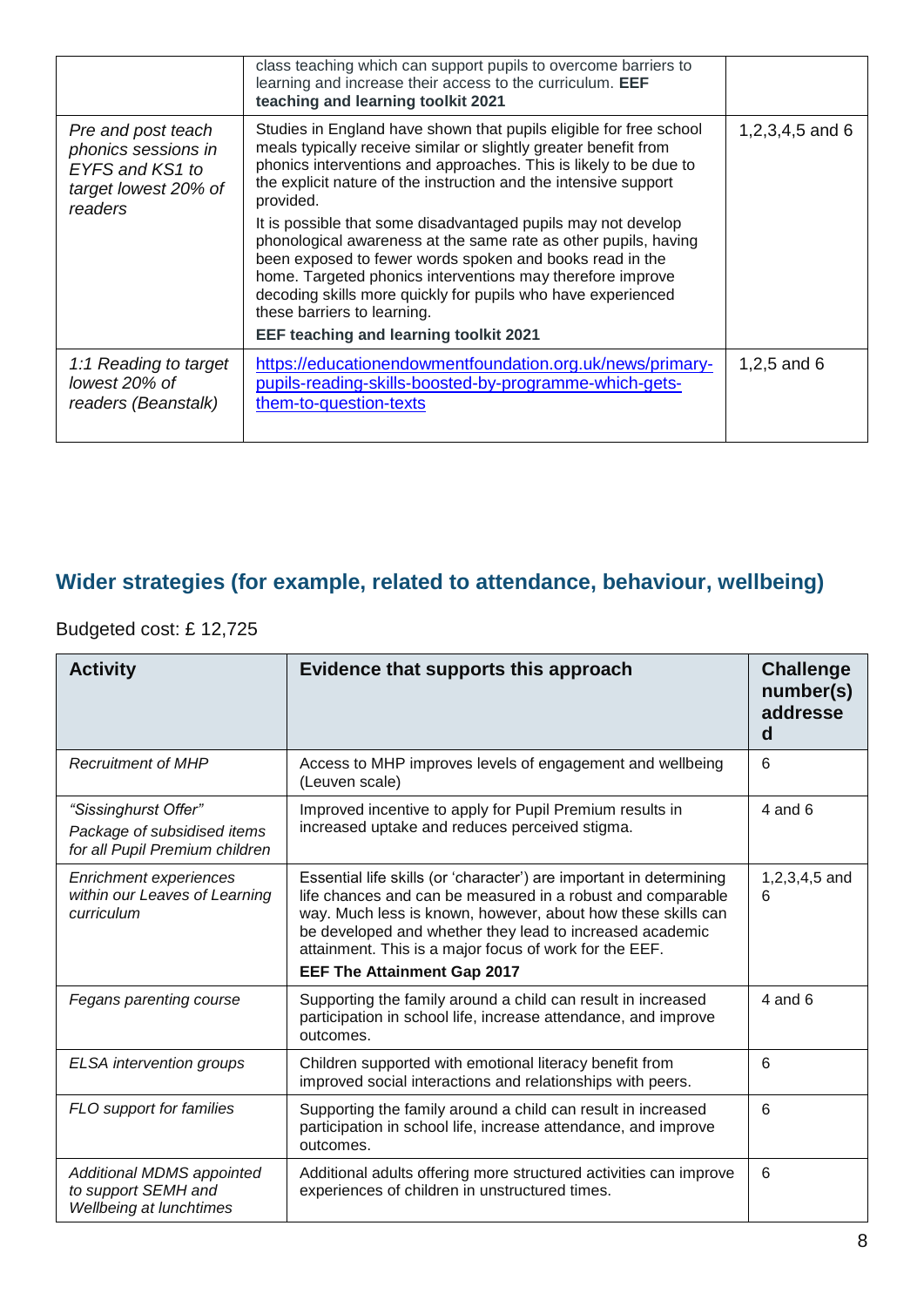| | | |
|---|---|---|
| | class teaching which can support pupils to overcome barriers to learning and increase their access to the curriculum. **EEF teaching and learning toolkit 2021** | |
| *Pre and post teach phonics sessions in EYFS and KS1 to target lowest 20% of readers* | Studies in England have shown that pupils eligible for free school meals typically receive similar or slightly greater benefit from phonics interventions and approaches. This is likely to be due to the explicit nature of the instruction and the intensive support provided.<br><br>It is possible that some disadvantaged pupils may not develop phonological awareness at the same rate as other pupils, having been exposed to fewer words spoken and books read in the home. Targeted phonics interventions may therefore improve decoding skills more quickly for pupils who have experienced these barriers to learning.<br><br>**EEF teaching and learning toolkit 2021** | 1,2,3,4,5 and 6 |
| *1:1 Reading to target lowest 20% of readers (Beanstalk)* | https://educationendowmentfoundation.org.uk/news/primary-pupils-reading-skills-boosted-by-programme-which-gets-them-to-question-texts | 1,2,5 and 6 |

## Wider strategies (for example, related to attendance, behaviour, wellbeing)

Budgeted cost: £ 12,725

| Activity | Evidence that supports this approach | Challenge number(s) addressed |
|---|---|---|
| *Recruitment of MHP* | Access to MHP improves levels of engagement and wellbeing (Leuven scale) | 6 |
| *"Sissinghurst Offer"*<br>*Package of subsidised items for all Pupil Premium children* | Improved incentive to apply for Pupil Premium results in increased uptake and reduces perceived stigma. | 4 and 6 |
| *Enrichment experiences within our Leaves of Learning curriculum* | Essential life skills (or 'character') are important in determining life chances and can be measured in a robust and comparable way. Much less is known, however, about how these skills can be developed and whether they lead to increased academic attainment. This is a major focus of work for the EEF.<br>**EEF The Attainment Gap 2017** | 1,2,3,4,5 and 6 |
| *Fegans parenting course* | Supporting the family around a child can result in increased participation in school life, increase attendance, and improve outcomes. | 4 and 6 |
| *ELSA intervention groups* | Children supported with emotional literacy benefit from improved social interactions and relationships with peers. | 6 |
| *FLO support for families* | Supporting the family around a child can result in increased participation in school life, increase attendance, and improve outcomes. | 6 |
| *Additional MDMS appointed to support SEMH and Wellbeing at lunchtimes* | Additional adults offering more structured activities can improve experiences of children in unstructured times. | 6 |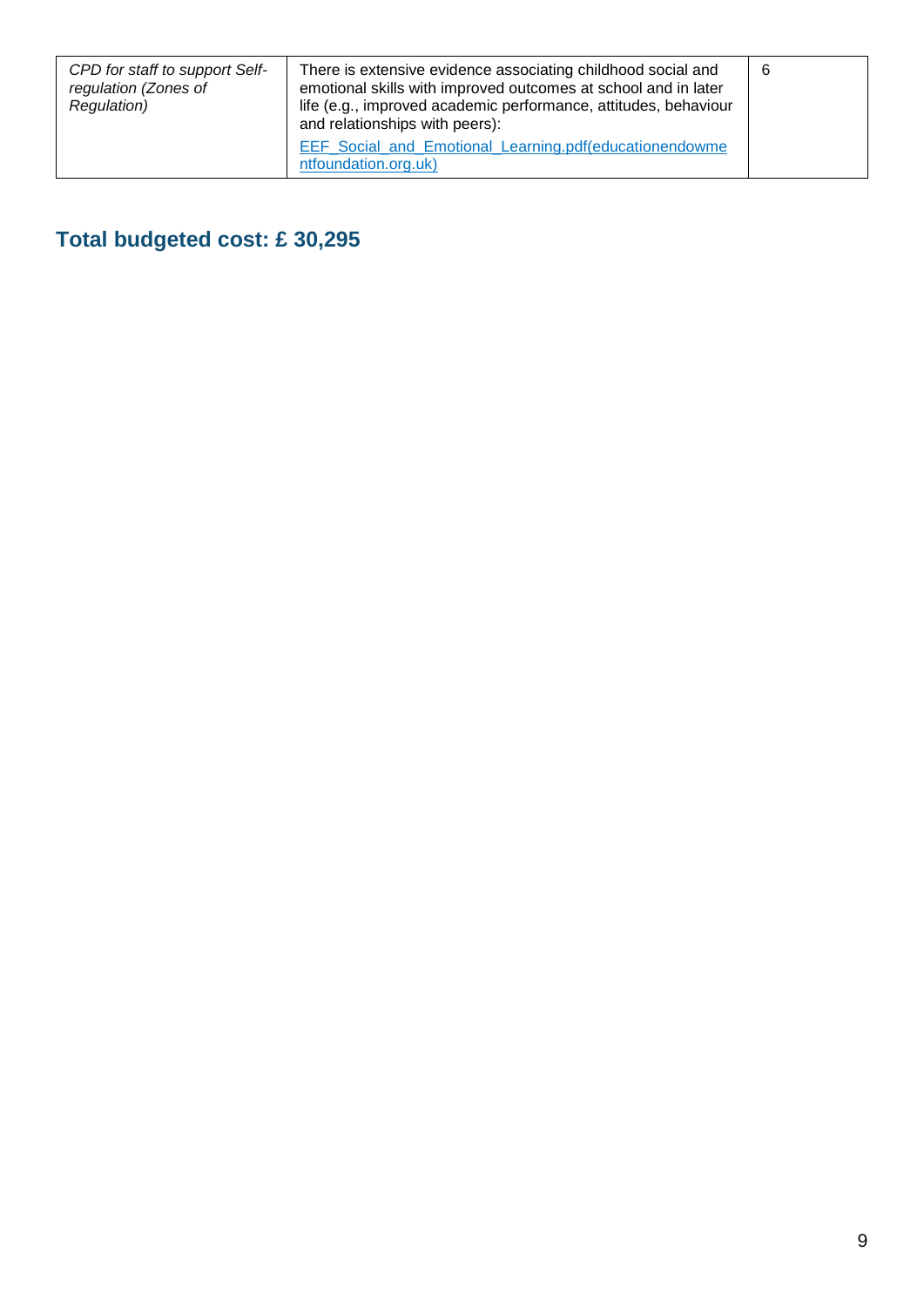| | | |
|---|---|---|
| *CPD for staff to support Self-regulation (Zones of Regulation)* | There is extensive evidence associating childhood social and emotional skills with improved outcomes at school and in later life (e.g., improved academic performance, attitudes, behaviour and relationships with peers):<br>EEF_Social_and_Emotional_Learning.pdf(educationendowmentfoundation.org.uk) | 6 |

## Total budgeted cost: £ 30,295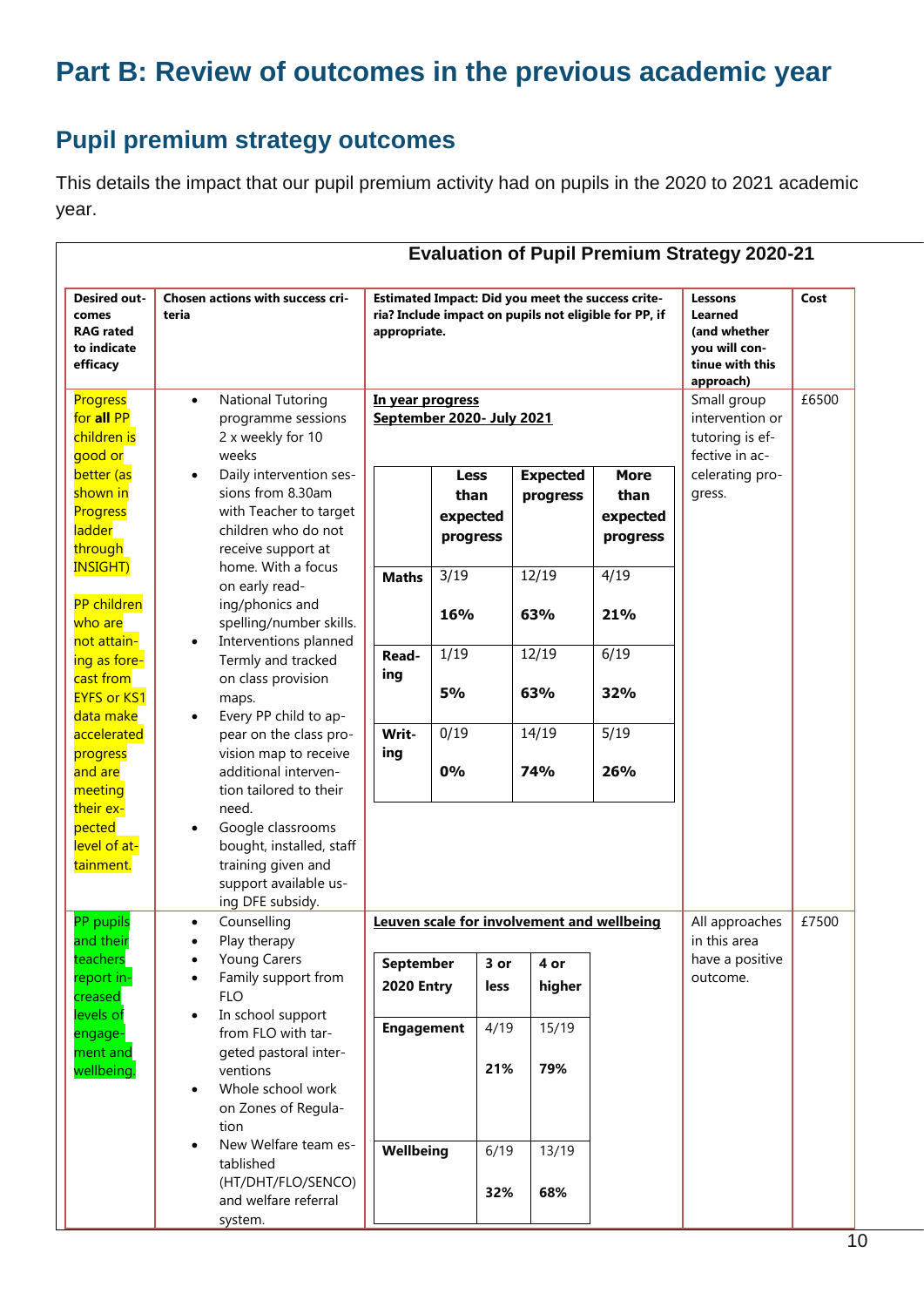# Part B: Review of outcomes in the previous academic year

## Pupil premium strategy outcomes

This details the impact that our pupil premium activity had on pupils in the 2020 to 2021 academic year.

**Evaluation of Pupil Premium Strategy 2020-21**

| Desired outcomes RAG rated to indicate efficacy | Chosen actions with success criteria | Estimated Impact: Did you meet the success criteria? Include impact on pupils not eligible for PP, if appropriate. | Lessons Learned (and whether you will continue with this approach) | Cost |
|---|---|---|---|---|
| Progress for **all** PP children is good or better (as shown in Progress ladder through INSIGHT)<br><br>PP children who are not attaining as forecast from EYFS or KS1 data make accelerated progress and are meeting their expected level of attainment. | • National Tutoring programme sessions 2 x weekly for 10 weeks<br>• Daily intervention sessions from 8.30am with Teacher to target children who do not receive support at home. With a focus on early reading/phonics and spelling/number skills.<br>• Interventions planned Termly and tracked on class provision maps.<br>• Every PP child to appear on the class provision map to receive additional intervention tailored to their need.<br>• Google classrooms bought, installed, staff training given and support available using DFE subsidy. | **In year progress**<br>**September 2020- July 2021**<br><br>(see table below) | Small group intervention or tutoring is effective in accelerating progress. | £6500 |
| PP pupils and their teachers report increased levels of engagement and wellbeing. | • Counselling<br>• Play therapy<br>• Young Carers<br>• Family support from FLO<br>• In school support from FLO with targeted pastoral interventions<br>• Whole school work on Zones of Regulation<br>• New Welfare team established (HT/DHT/FLO/SENCO) and welfare referral system. | **Leuven scale for involvement and wellbeing**<br><br>(see table below) | All approaches in this area have a positive outcome. | £7500 |

**In year progress September 2020- July 2021**

| | Less than expected progress | Expected progress | More than expected progress |
|---|---|---|---|
| **Maths** | 3/19<br>**16%** | 12/19<br>**63%** | 4/19<br>**21%** |
| **Reading** | 1/19<br>**5%** | 12/19<br>**63%** | 6/19<br>**32%** |
| **Writing** | 0/19<br>**0%** | 14/19<br>**74%** | 5/19<br>**26%** |

**Leuven scale for involvement and wellbeing**

| September 2020 Entry | 3 or less | 4 or higher |
|---|---|---|
| **Engagement** | 4/19<br>**21%** | 15/19<br>**79%** |
| **Wellbeing** | 6/19<br>**32%** | 13/19<br>**68%** |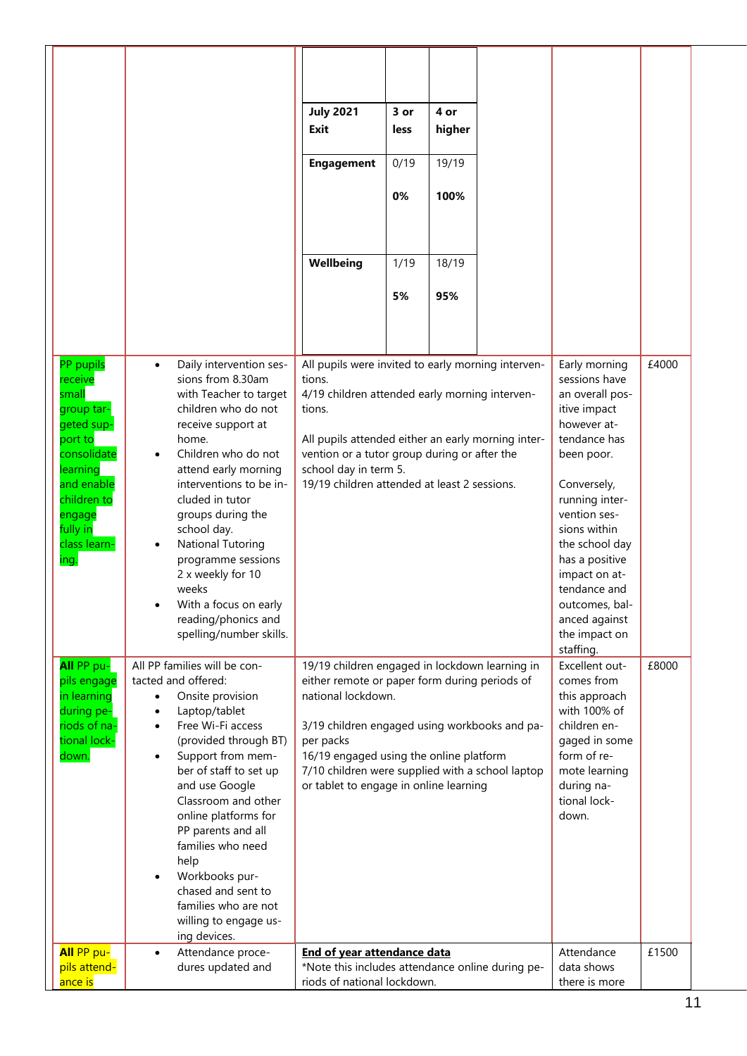| | | | | |
|---|---|---|---|---|
| | | **July 2021 Exit** \| **3 or less** \| **4 or higher**<br>**Engagement** \| 0/19 **0%** \| 19/19 **100%**<br>**Wellbeing** \| 1/19 **5%** \| 18/19 **95%** | | |
| PP pupils receive small group targeted support to consolidate learning and enable children to engage fully in class learning. | • Daily intervention sessions from 8.30am with Teacher to target children who do not receive support at home.<br>• Children who do not attend early morning interventions to be included in tutor groups during the school day.<br>• National Tutoring programme sessions 2 x weekly for 10 weeks<br>• With a focus on early reading/phonics and spelling/number skills. | All pupils were invited to early morning interventions.<br>4/19 children attended early morning interventions.<br><br>All pupils attended either an early morning intervention or a tutor group during or after the school day in term 5.<br>19/19 children attended at least 2 sessions. | Early morning sessions have an overall positive impact however attendance has been poor.<br><br>Conversely, running intervention sessions within the school day has a positive impact on attendance and outcomes, balanced against the impact on staffing. | £4000 |
| **All** PP pupils engage in learning during periods of national lockdown. | All PP families will be contacted and offered:<br>• Onsite provision<br>• Laptop/tablet<br>• Free Wi-Fi access (provided through BT)<br>• Support from member of staff to set up and use Google Classroom and other online platforms for PP parents and all families who need help<br>• Workbooks purchased and sent to families who are not willing to engage using devices. | 19/19 children engaged in lockdown learning in either remote or paper form during periods of national lockdown.<br><br>3/19 children engaged using workbooks and paper packs<br>16/19 engaged using the online platform<br>7/10 children were supplied with a school laptop or tablet to engage in online learning | Excellent outcomes from this approach with 100% of children engaged in some form of remote learning during national lockdown. | £8000 |
| **All** PP pupils attendance is | • Attendance procedures updated and | <u>**End of year attendance data**</u><br>*Note this includes attendance online during periods of national lockdown. | Attendance data shows there is more | £1500 |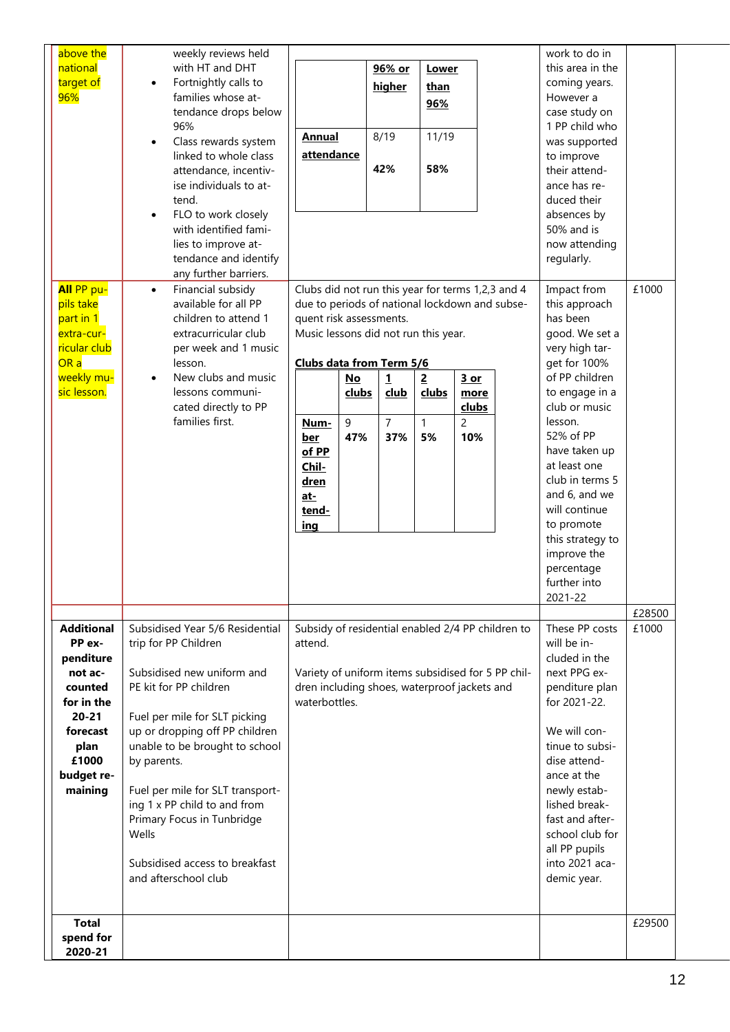| | | | | |
|---|---|---|---|---|
| above the national target of 96% | weekly reviews held with HT and DHT<br>• Fortnightly calls to families whose attendance drops below 96%<br>• Class rewards system linked to whole class attendance, incentivise individuals to attend.<br>• FLO to work closely with identified families to improve attendance and identify any further barriers. | <table><tr><th></th><th>96% or higher</th><th>Lower than 96%</th></tr><tr><td>**Annual attendance**</td><td>8/19<br>**42%**</td><td>11/19<br>**58%**</td></tr></table> | work to do in this area in the coming years. However a case study on 1 PP child who was supported to improve their attendance has reduced their absences by 50% and is now attending regularly. | |
| **All** PP pupils take part in 1 extra-curricular club OR a weekly music lesson. | • Financial subsidy available for all PP children to attend 1 extracurricular club per week and 1 music lesson.<br>• New clubs and music lessons communicated directly to PP families first. | Clubs did not run this year for terms 1,2,3 and 4 due to periods of national lockdown and subsequent risk assessments.<br>Music lessons did not run this year.<br>**Clubs data from Term 5/6**<br><table><tr><th></th><th>No clubs</th><th>1 club</th><th>2 clubs</th><th>3 or more clubs</th></tr><tr><td>**Number of PP Children attending**</td><td>9<br>**47%**</td><td>7<br>**37%**</td><td>1<br>**5%**</td><td>2<br>**10%**</td></tr></table> | Impact from this approach has been good. We set a very high target for 100% of PP children to engage in a club or music lesson.<br>52% of PP have taken up at least one club in terms 5 and 6, and we will continue to promote this strategy to improve the percentage further into 2021-22 | £1000 |
| | | | | £28500 |
| **Additional PP expenditure not accounted for in the 20-21 forecast plan £1000 budget remaining** | Subsidised Year 5/6 Residential trip for PP Children<br><br>Subsidised new uniform and PE kit for PP children<br><br>Fuel per mile for SLT picking up or dropping off PP children unable to be brought to school by parents.<br><br>Fuel per mile for SLT transporting 1 x PP child to and from Primary Focus in Tunbridge Wells<br><br>Subsidised access to breakfast and afterschool club | Subsidy of residential enabled 2/4 PP children to attend.<br><br>Variety of uniform items subsidised for 5 PP children including shoes, waterproof jackets and waterbottles. | These PP costs will be included in the next PPG expenditure plan for 2021-22.<br><br>We will continue to subsidise attendance at the newly established breakfast and afterschool club for all PP pupils into 2021 academic year. | £1000 |
| **Total spend for 2020-21** | | | | £29500 |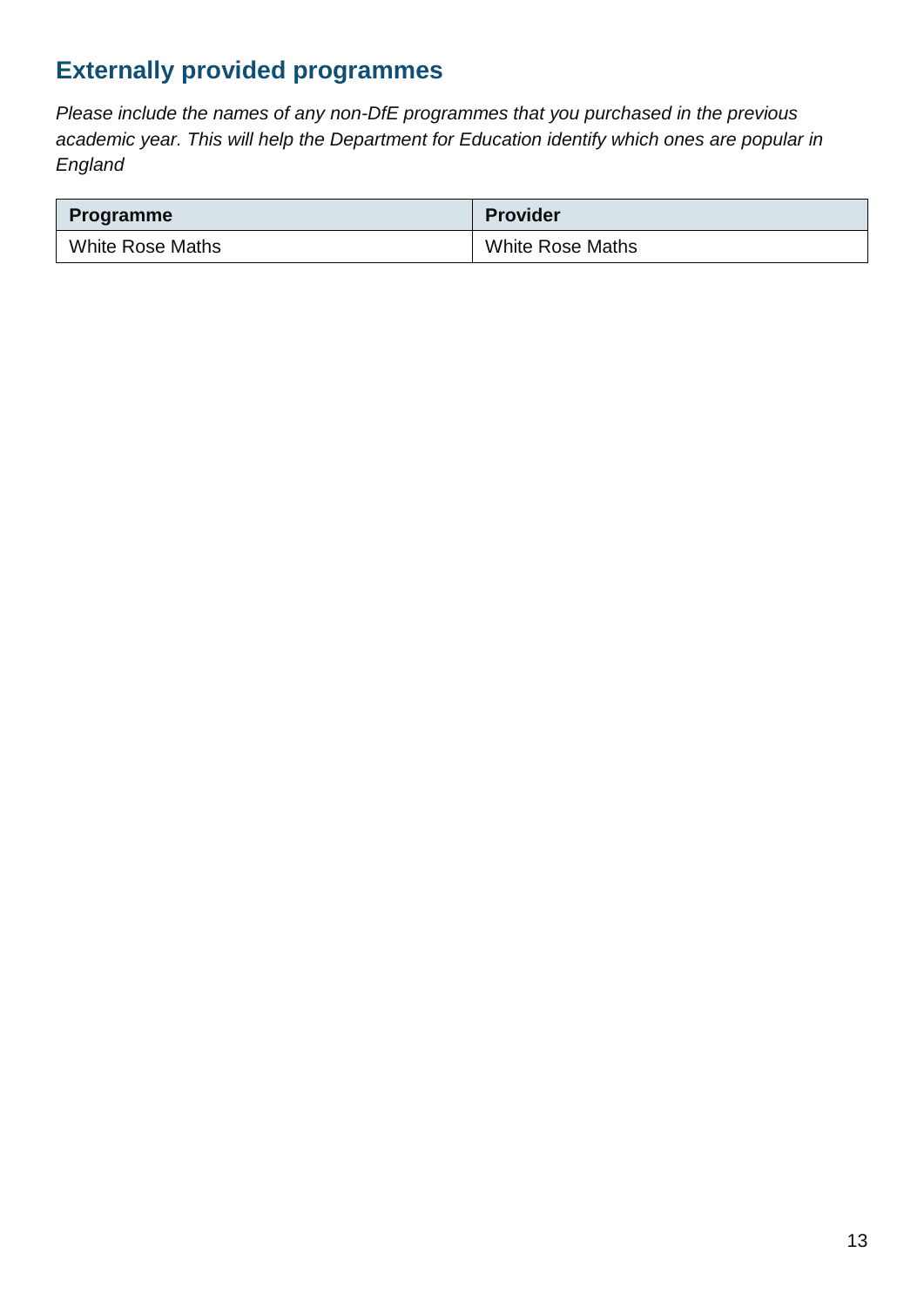## Externally provided programmes

*Please include the names of any non-DfE programmes that you purchased in the previous academic year. This will help the Department for Education identify which ones are popular in England*

| Programme | Provider |
|---|---|
| White Rose Maths | White Rose Maths |